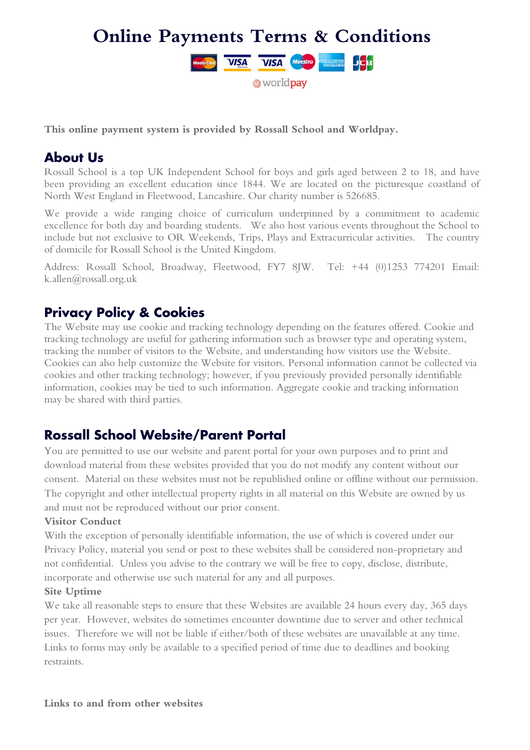# Online Payments Terms & Conditions

**This online payment system is provided by Rossall School and Worldpay.**

## About Us

Rossall School is a top UK Independent School for boys and girls aged between 2 to 18, and have been providing an excellent education since 1844. We are located on the picturesque coastland of North West England in Fleetwood, Lancashire. Our charity number is 526685.

We provide a wide ranging choice of curriculum underpinned by a commitment to academic excellence for both day and boarding students. We also host various events throughout the School to include but not exclusive to OR Weekends, Trips, Plays and Extracurricular activities. The country of domicile for Rossall School is the United Kingdom.

Address: Rossall School, Broadway, Fleetwood, FY7 8JW. Tel: +44 (0)1253 774201 Email: k.allen@rossall.org.uk

## Privacy Policy & Cookies

The Website may use cookie and tracking technology depending on the features offered. Cookie and tracking technology are useful for gathering information such as browser type and operating system, tracking the number of visitors to the Website, and understanding how visitors use the Website. Cookies can also help customize the Website for visitors. Personal information cannot be collected via cookies and other tracking technology; however, if you previously provided personally identifiable information, cookies may be tied to such information. Aggregate cookie and tracking information may be shared with third parties.

## Rossall School Website/Parent Portal

You are permitted to use our website and parent portal for your own purposes and to print and download material from these websites provided that you do not modify any content without our consent. Material on these websites must not be republished online or offline without our permission. The copyright and other intellectual property rights in all material on this Website are owned by us and must not be reproduced without our prior consent.

**Visitor Conduct**

With the exception of personally identifiable information, the use of which is covered under our Privacy Policy, material you send or post to these websites shall be considered non-proprietary and not confidential. Unless you advise to the contrary we will be free to copy, disclose, distribute, incorporate and otherwise use such material for any and all purposes.

**Site Uptime**

We take all reasonable steps to ensure that these Websites are available 24 hours every day, 365 days per year. However, websites do sometimes encounter downtime due to server and other technical issues. Therefore we will not be liable if either/both of these websites are unavailable at any time. Links to forms may only be available to a specified period of time due to deadlines and booking restraints.

**Links to and from other websites**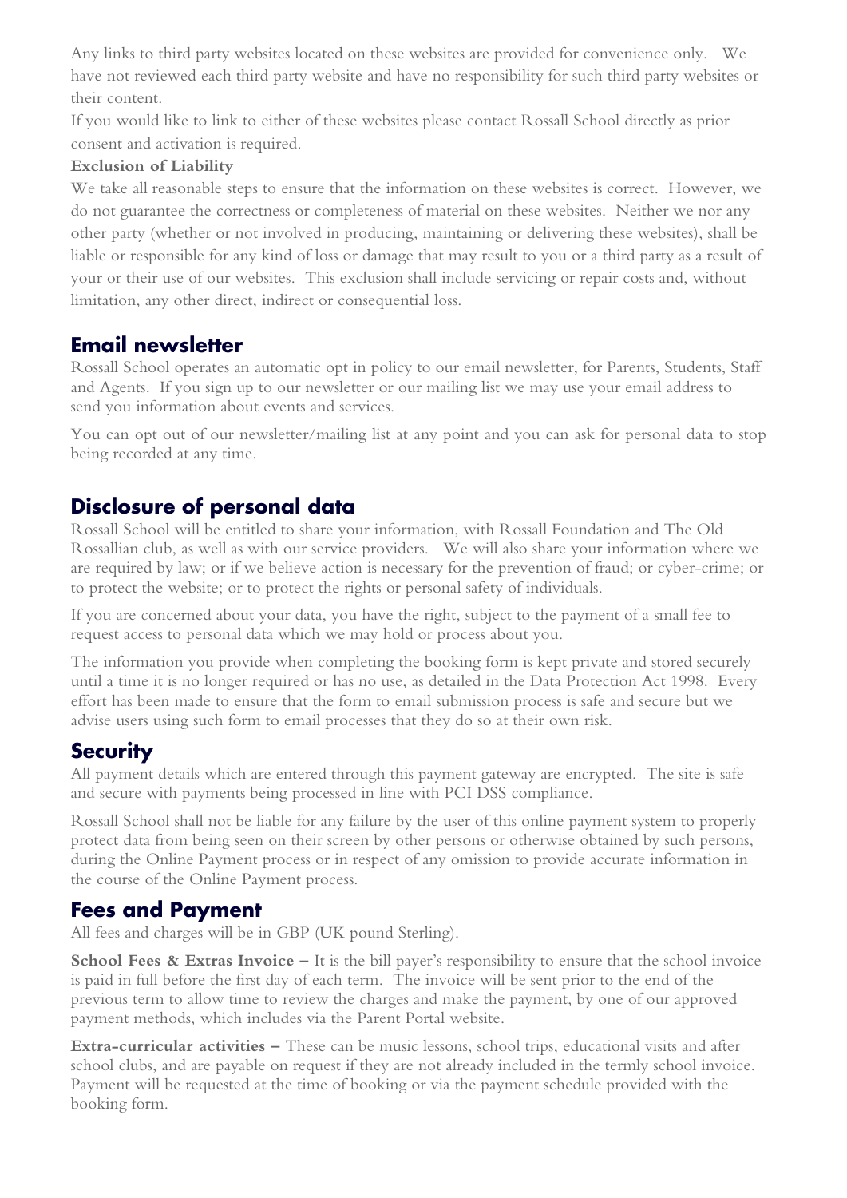Any links to third party websites located on these websites are provided for convenience only. We have not reviewed each third party website and have no responsibility for such third party websites or their content.

If you would like to link to either of these websites please contact Rossall School directly as prior consent and activation is required.

**Exclusion of Liability**

We take all reasonable steps to ensure that the information on these websites is correct. However, we do not guarantee the correctness or completeness of material on these websites. Neither we nor any other party (whether or not involved in producing, maintaining or delivering these websites), shall be liable or responsible for any kind of loss or damage that may result to you or a third party as a result of your or their use of our websites. This exclusion shall include servicing or repair costs and, without limitation, any other direct, indirect or consequential loss.

## Email newsletter

Rossall School operates an automatic opt in policy to our email newsletter, for Parents, Students, Staff and Agents. If you sign up to our newsletter or our mailing list we may use your email address to send you information about events and services.

You can opt out of our newsletter/mailing list at any point and you can ask for personal data to stop being recorded at any time.

## Disclosure of personal data

Rossall School will be entitled to share your information, with Rossall Foundation and The Old Rossallian club, as well as with our service providers. We will also share your information where we are required by law; or if we believe action is necessary for the prevention of fraud; or cyber-crime; or to protect the website; or to protect the rights or personal safety of individuals.

If you are concerned about your data, you have the right, subject to the payment of a small fee to request access to personal data which we may hold or process about you.

The information you provide when completing the booking form is kept private and stored securely until a time it is no longer required or has no use, as detailed in the Data Protection Act 1998. Every effort has been made to ensure that the form to email submission process is safe and secure but we advise users using such form to email processes that they do so at their own risk.

## Security

All payment details which are entered through this payment gateway are encrypted. The site is safe and secure with payments being processed in line with PCI DSS compliance.

Rossall School shall not be liable for any failure by the user of this online payment system to properly protect data from being seen on their screen by other persons or otherwise obtained by such persons, during the Online Payment process or in respect of any omission to provide accurate information in the course of the Online Payment process.

## Fees and Payment

All fees and charges will be in GBP (UK pound Sterling).

**School Fees & Extras Invoice –** It is the bill payer's responsibility to ensure that the school invoice is paid in full before the first day of each term. The invoice will be sent prior to the end of the previous term to allow time to review the charges and make the payment, by one of our approved payment methods, which includes via the Parent Portal website.

**Extra-curricular activities –** These can be music lessons, school trips, educational visits and after school clubs, and are payable on request if they are not already included in the termly school invoice. Payment will be requested at the time of booking or via the payment schedule provided with the booking form.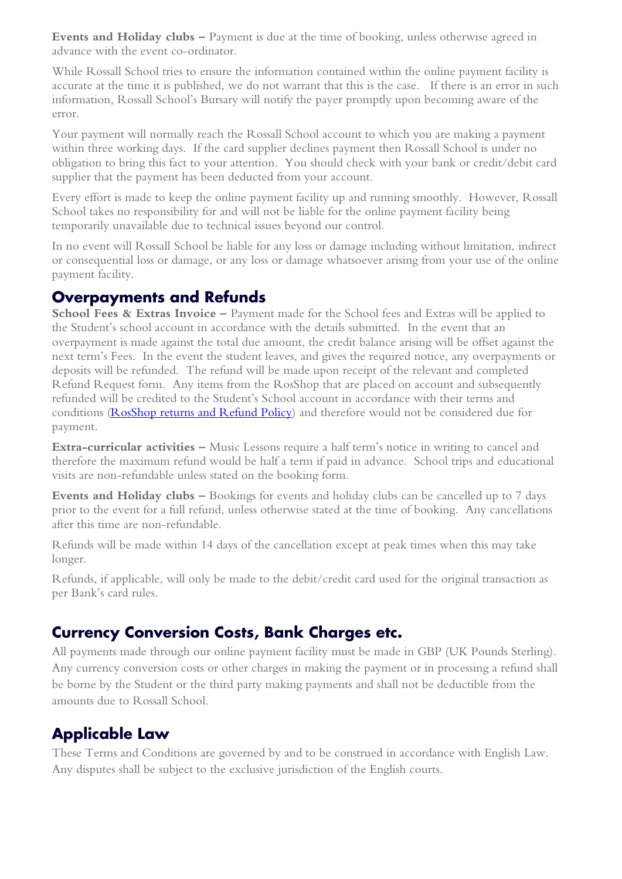**Events and Holiday clubs –** Payment is due at the time of booking, unless otherwise agreed in advance with the event co-ordinator.

While Rossall School tries to ensure the information contained within the online payment facility is accurate at the time it is published, we do not warrant that this is the case. If there is an error in such information, Rossall School's Bursary will notify the payer promptly upon becoming aware of the error.

Your payment will normally reach the Rossall School account to which you are making a payment within three working days. If the card supplier declines payment then Rossall School is under no obligation to bring this fact to your attention. You should check with your bank or credit/debit card supplier that the payment has been deducted from your account.

Every effort is made to keep the online payment facility up and running smoothly. However, Rossall School takes no responsibility for and will not be liable for the online payment facility being temporarily unavailable due to technical issues beyond our control.

In no event will Rossall School be liable for any loss or damage including without limitation, indirect or consequential loss or damage, or any loss or damage whatsoever arising from your use of the online payment facility.

## Overpayments and Refunds

**School Fees & Extras Invoice –** Payment made for the School fees and Extras will be applied to the Student's school account in accordance with the details submitted. In the event that an overpayment is made against the total due amount, the credit balance arising will be offset against the next term's Fees. In the event the student leaves, and gives the required notice, any overpayments or deposits will be refunded. The refund will be made upon receipt of the relevant and completed Refund Request form. Any items from the RosShop that are placed on account and subsequently refunded will be credited to the Student's School account in accordance with their terms and conditions (RosShop returns and Refund Policy) and therefore would not be considered due for payment.

**Extra-curricular activities –** Music Lessons require a half term's notice in writing to cancel and therefore the maximum refund would be half a term if paid in advance. School trips and educational visits are non-refundable unless stated on the booking form.

**Events and Holiday clubs –** Bookings for events and holiday clubs can be cancelled up to 7 days prior to the event for a full refund, unless otherwise stated at the time of booking. Any cancellations after this time are non-refundable.

Refunds will be made within 14 days of the cancellation except at peak times when this may take longer.

Refunds, if applicable, will only be made to the debit/credit card used for the original transaction as per Bank's card rules.

## Currency Conversion Costs, Bank Charges etc.

All payments made through our online payment facility must be made in GBP (UK Pounds Sterling). Any currency conversion costs or other charges in making the payment or in processing a refund shall be borne by the Student or the third party making payments and shall not be deductible from the amounts due to Rossall School.

## Applicable Law

These Terms and Conditions are governed by and to be construed in accordance with English Law. Any disputes shall be subject to the exclusive jurisdiction of the English courts.